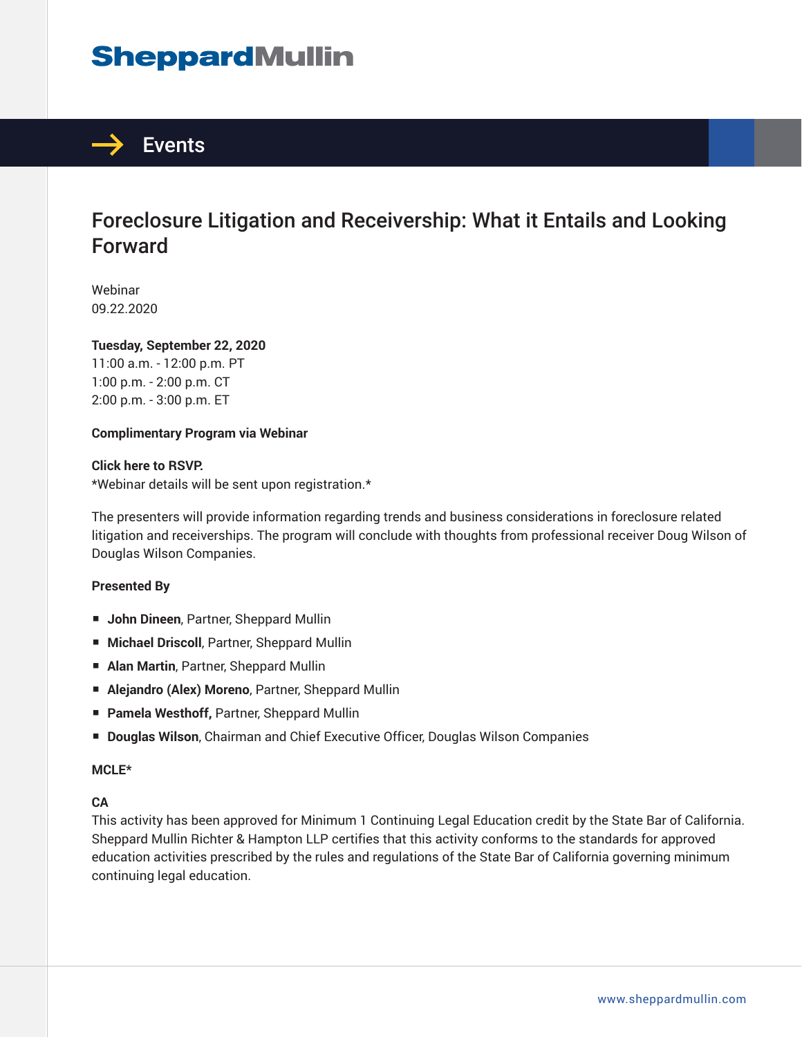SheppardMullin

# Events

## Foreclosure Litigation and Receivership: What it Entails and Looking Forward

Webinar
09.22.2020

**Tuesday, September 22, 2020**
11:00 a.m. - 12:00 p.m. PT
1:00 p.m. - 2:00 p.m. CT
2:00 p.m. - 3:00 p.m. ET

**Complimentary Program via Webinar**

**Click here to RSVP.**
*Webinar details will be sent upon registration.*

The presenters will provide information regarding trends and business considerations in foreclosure related litigation and receiverships. The program will conclude with thoughts from professional receiver Doug Wilson of Douglas Wilson Companies.

**Presented By**

- **John Dineen**, Partner, Sheppard Mullin
- **Michael Driscoll**, Partner, Sheppard Mullin
- **Alan Martin**, Partner, Sheppard Mullin
- **Alejandro (Alex) Moreno**, Partner, Sheppard Mullin
- **Pamela Westhoff,** Partner, Sheppard Mullin
- **Douglas Wilson**, Chairman and Chief Executive Officer, Douglas Wilson Companies

**MCLE***

**CA**
This activity has been approved for Minimum 1 Continuing Legal Education credit by the State Bar of California. Sheppard Mullin Richter & Hampton LLP certifies that this activity conforms to the standards for approved education activities prescribed by the rules and regulations of the State Bar of California governing minimum continuing legal education.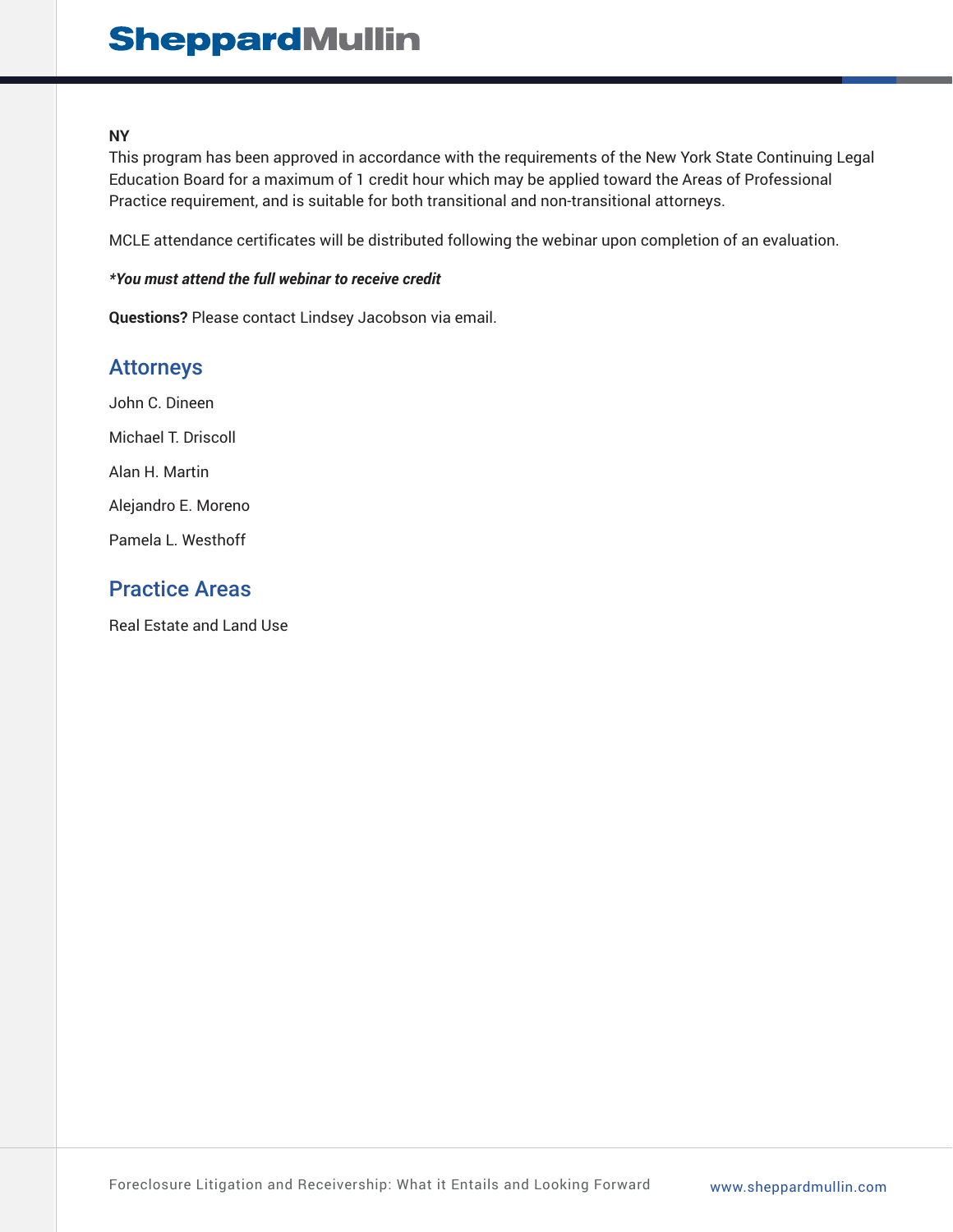**NY**
This program has been approved in accordance with the requirements of the New York State Continuing Legal Education Board for a maximum of 1 credit hour which may be applied toward the Areas of Professional Practice requirement, and is suitable for both transitional and non-transitional attorneys.

MCLE attendance certificates will be distributed following the webinar upon completion of an evaluation.

***You must attend the full webinar to receive credit***

**Questions?** Please contact Lindsey Jacobson via email.

## Attorneys

John C. Dineen

Michael T. Driscoll

Alan H. Martin

Alejandro E. Moreno

Pamela L. Westhoff

## Practice Areas

Real Estate and Land Use